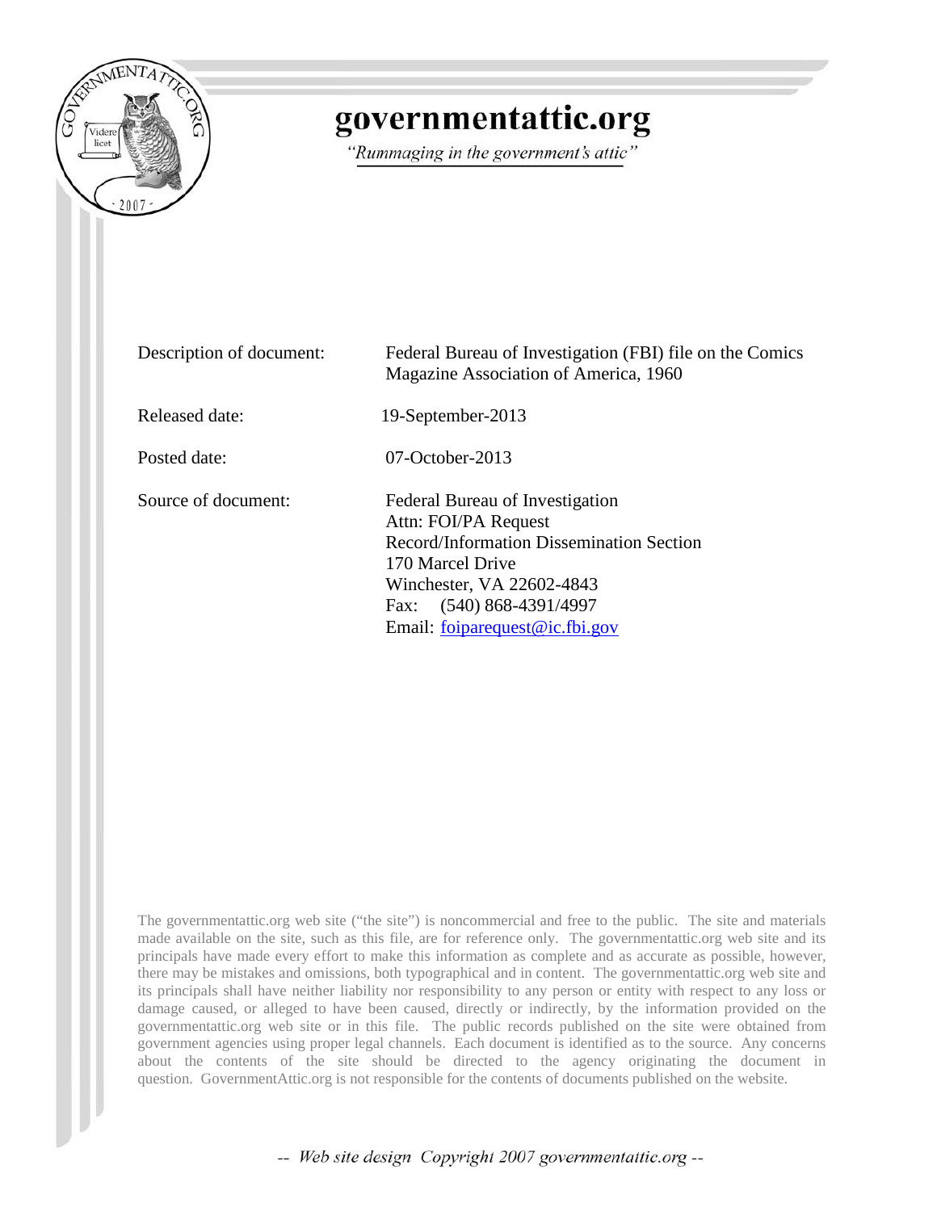# governmentattic.org

*"Rummaging in the government's attic"*

| | |
|---|---|
| Description of document: | Federal Bureau of Investigation (FBI) file on the Comics Magazine Association of America, 1960 |
| Released date: | 19-September-2013 |
| Posted date: | 07-October-2013 |
| Source of document: | Federal Bureau of Investigation<br>Attn: FOI/PA Request<br>Record/Information Dissemination Section<br>170 Marcel Drive<br>Winchester, VA 22602-4843<br>Fax: (540) 868-4391/4997<br>Email: foiparequest@ic.fbi.gov |

The governmentattic.org web site ("the site") is noncommercial and free to the public. The site and materials made available on the site, such as this file, are for reference only. The governmentattic.org web site and its principals have made every effort to make this information as complete and as accurate as possible, however, there may be mistakes and omissions, both typographical and in content. The governmentattic.org web site and its principals shall have neither liability nor responsibility to any person or entity with respect to any loss or damage caused, or alleged to have been caused, directly or indirectly, by the information provided on the governmentattic.org web site or in this file. The public records published on the site were obtained from government agencies using proper legal channels. Each document is identified as to the source. Any concerns about the contents of the site should be directed to the agency originating the document in question. GovernmentAttic.org is not responsible for the contents of documents published on the website.

*-- Web site design Copyright 2007 governmentattic.org --*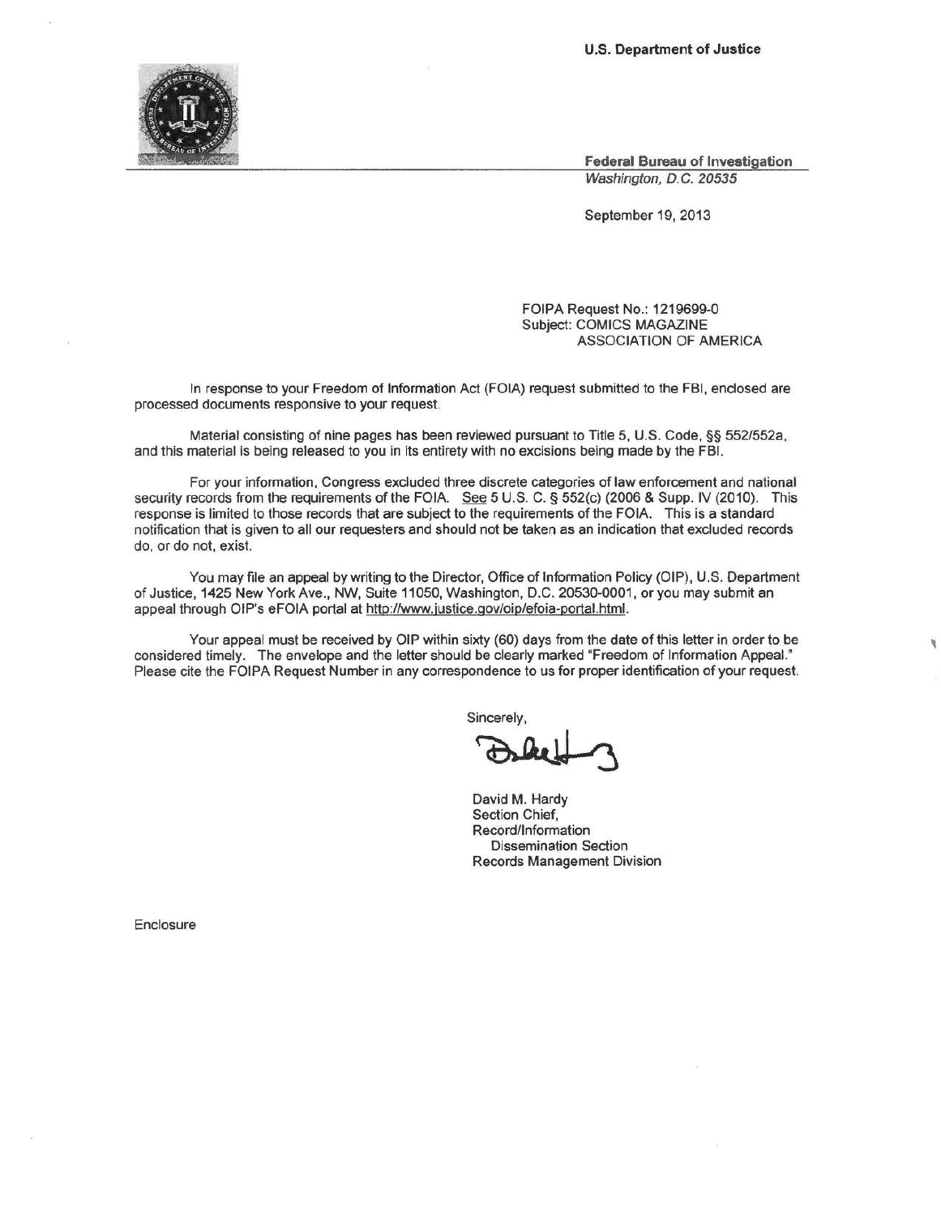U.S. Department of Justice

Federal Bureau of Investigation
*Washington, D.C. 20535*

September 19, 2013

FOIPA Request No.: 1219699-0
Subject: COMICS MAGAZINE ASSOCIATION OF AMERICA

In response to your Freedom of Information Act (FOIA) request submitted to the FBI, enclosed are processed documents responsive to your request.

Material consisting of nine pages has been reviewed pursuant to Title 5, U.S. Code, §§ 552/552a, and this material is being released to you in its entirety with no excisions being made by the FBI.

For your information, Congress excluded three discrete categories of law enforcement and national security records from the requirements of the FOIA. See 5 U.S. C. § 552(c) (2006 & Supp. IV (2010). This response is limited to those records that are subject to the requirements of the FOIA. This is a standard notification that is given to all our requesters and should not be taken as an indication that excluded records do, or do not, exist.

You may file an appeal by writing to the Director, Office of Information Policy (OIP), U.S. Department of Justice, 1425 New York Ave., NW, Suite 11050, Washington, D.C. 20530-0001, or you may submit an appeal through OIP's eFOIA portal at http://www.justice.gov/oip/efoia-portal.html.

Your appeal must be received by OIP within sixty (60) days from the date of this letter in order to be considered timely. The envelope and the letter should be clearly marked "Freedom of Information Appeal." Please cite the FOIPA Request Number in any correspondence to us for proper identification of your request.

Sincerely,

David M. Hardy
Section Chief,
Record/Information
Dissemination Section
Records Management Division

Enclosure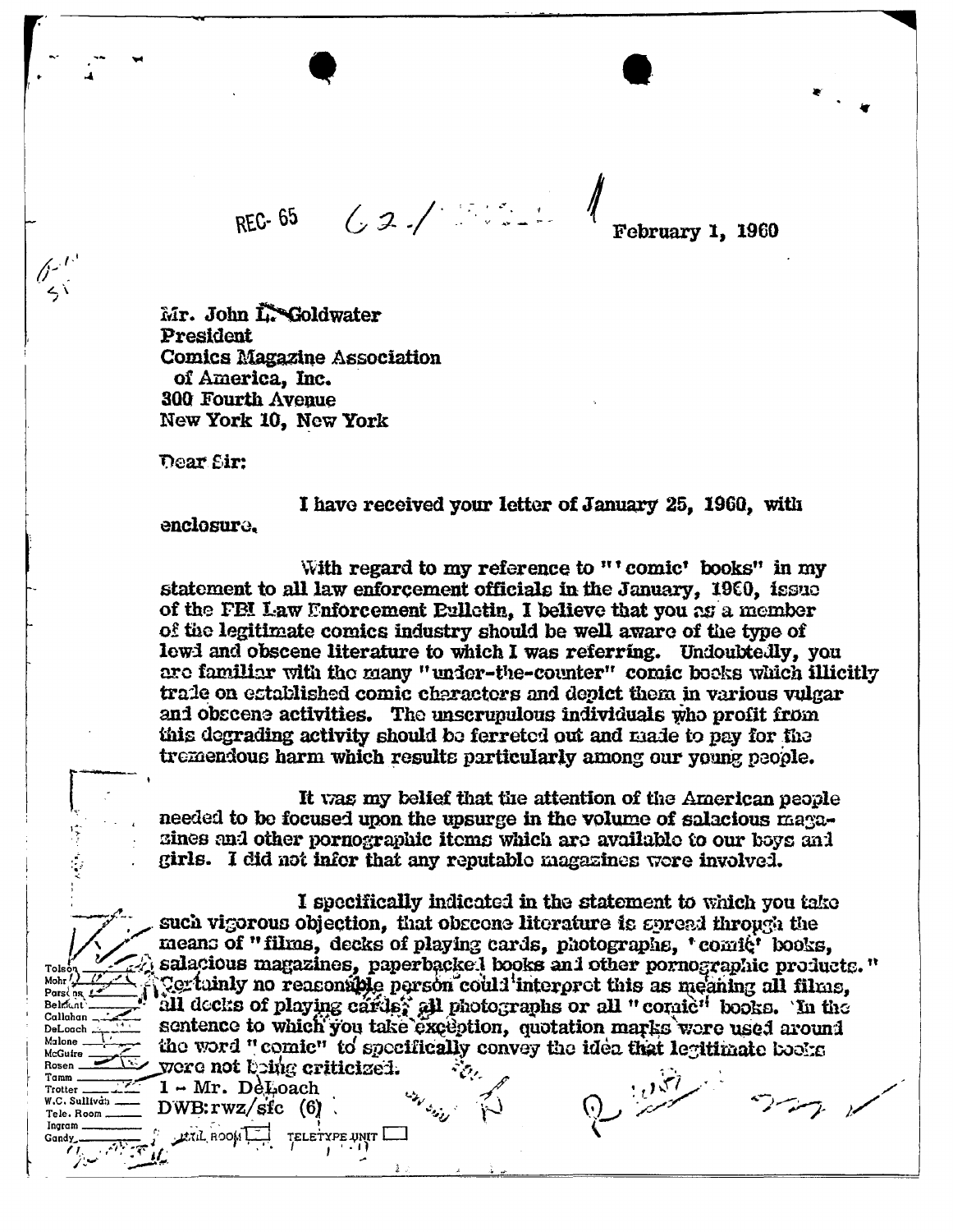REC- 65 62-/ February 1, 1960

Mr. John L. Goldwater
President
Comics Magazine Association
of America, Inc.
300 Fourth Avenue
New York 10, New York

Dear Sir:

I have received your letter of January 25, 1960, with enclosure.

With regard to my reference to "'comic' books" in my statement to all law enforcement officials in the January, 1960, issue of the FBI Law Enforcement Bulletin, I believe that you as a member of the legitimate comics industry should be well aware of the type of lewd and obscene literature to which I was referring. Undoubtedly, you are familiar with the many "under-the-counter" comic books which illicitly trade on established comic characters and depict them in various vulgar and obscene activities. The unscrupulous individuals who profit from this degrading activity should be ferreted out and made to pay for the tremendous harm which results particularly among our young people.

It was my belief that the attention of the American people needed to be focused upon the upsurge in the volume of salacious magazines and other pornographic items which are available to our boys and girls. I did not infer that any reputable magazines were involved.

I specifically indicated in the statement to which you take such vigorous objection, that obscene literature is spread through the means of "films, decks of playing cards, photographs, 'comic' books, salacious magazines, paperbacked books and other pornographic products." Certainly no reasonable person could interpret this as meaning all films, all decks of playing cards, all photographs or all "comic" books. In the sentence to which you take exception, quotation marks were used around the word "comic" to specifically convey the idea that legitimate books were not being criticized.

1 - Mr. DeLoach
DWB:rwz/sfc (6)

Tolson
Mohr
Parsons
Belmont
Callahan
DeLoach
Malone
McGuire
Rosen
Tamm
Trotter
W.C. Sullivan
Tele. Room
Ingram
Gandy

MAIL ROOM ☐ TELETYPE UNIT ☐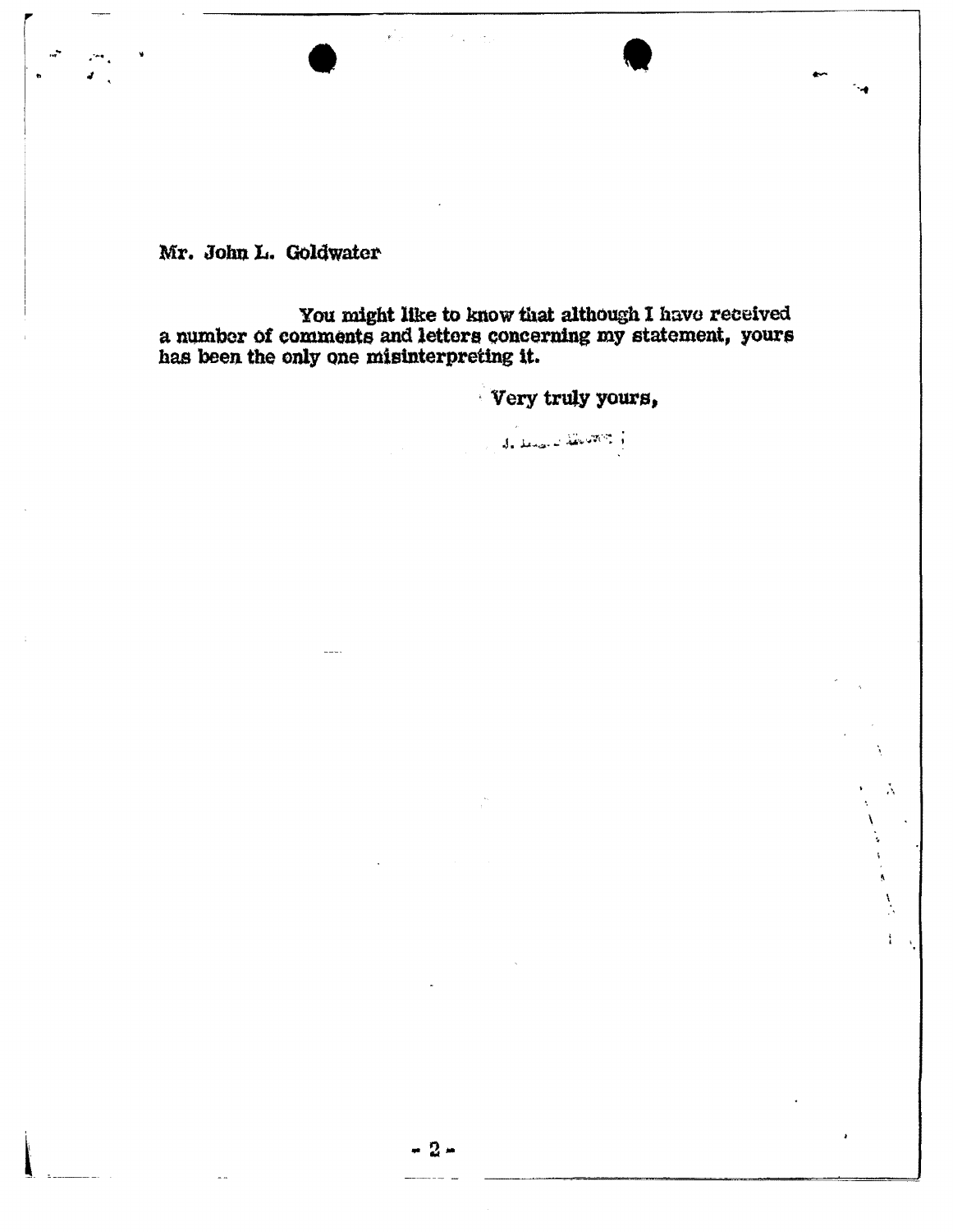Mr. John L. Goldwater

You might like to know that although I have received a number of comments and letters concerning my statement, yours has been the only one misinterpreting it.

Very truly yours,

J. Edgar Hoover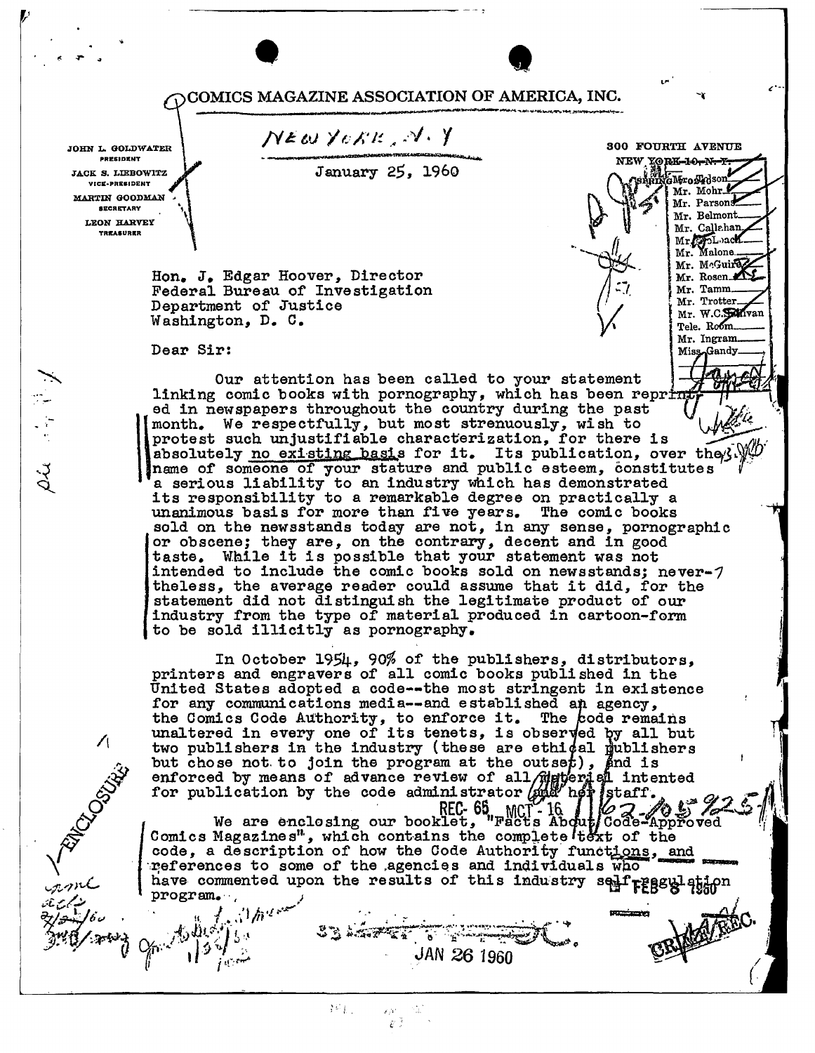# COMICS MAGAZINE ASSOCIATION OF AMERICA, INC.

JOHN L. GOLDWATER
PRESIDENT

JACK S. LIEBOWITZ
VICE-PRESIDENT

MARTIN GOODMAN
SECRETARY

LEON HARVEY
TREASURER

NEW YORK, N.Y.

300 FOURTH AVENUE
NEW YORK 10, N.Y.

January 25, 1960

Mr. Tolson
Mr. Mohr
Mr. Parsons
Mr. Belmont
Mr. Callahan
Mr. DeLoach
Mr. Malone
Mr. McGuire
Mr. Rosen
Mr. Tamm
Mr. Trotter
Mr. W.C. Sullivan
Tele. Room
Mr. Ingram
Miss Gandy

Hon. J. Edgar Hoover, Director
Federal Bureau of Investigation
Department of Justice
Washington, D. C.

Dear Sir:

Our attention has been called to your statement linking comic books with pornography, which has been reprinted in newspapers throughout the country during the past month. We respectfully, but most strenuously, wish to protest such unjustifiable characterization, for there is absolutely no existing basis for it. Its publication, over the name of someone of your stature and public esteem, constitutes a serious liability to an industry which has demonstrated its responsibility to a remarkable degree on practically a unanimous basis for more than five years. The comic books sold on the newsstands today are not, in any sense, pornographic or obscene; they are, on the contrary, decent and in good taste. While it is possible that your statement was not intended to include the comic books sold on newsstands; nevertheless, the average reader could assume that it did, for the statement did not distinguish the legitimate product of our industry from the type of material produced in cartoon-form to be sold illicitly as pornography.

In October 1954, 90% of the publishers, distributors, printers and engravers of all comic books published in the United States adopted a code--the most stringent in existence for any communications media--and established an agency, the Comics Code Authority, to enforce it. The code remains unaltered in every one of its tenets, is observed by all but two publishers in the industry (these are ethical publishers but chose not to join the program at the outset), and is enforced by means of advance review of all material intented for publication by the code administrator and her staff.

We are enclosing our booklet, "Facts About Code-Approved Comics Magazines", which contains the complete text of the code, a description of how the Code Authority functions, and references to some of the agencies and individuals who have commented upon the results of this industry self-regulation program.

ENCLOSURE

REC- 65 MCT - 16 62-105925

FEB 8 1960

JAN 26 1960

CRIME REC.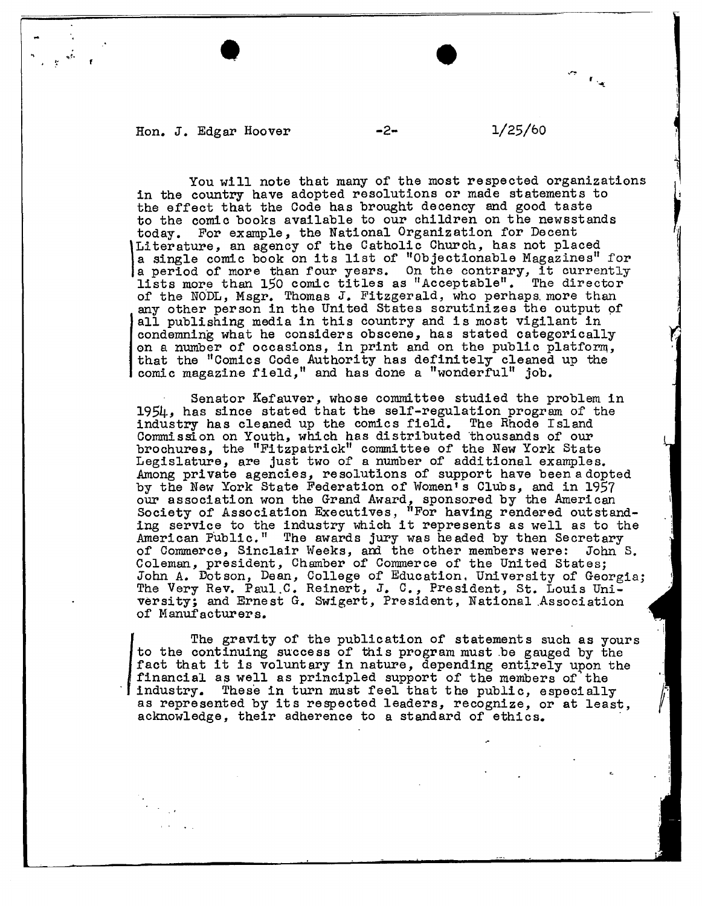Hon. J. Edgar Hoover -2- 1/25/60

You will note that many of the most respected organizations in the country have adopted resolutions or made statements to the effect that the Code has brought decency and good taste to the comic books available to our children on the newsstands today. For example, the National Organization for Decent Literature, an agency of the Catholic Church, has not placed a single comic book on its list of "Objectionable Magazines" for a period of more than four years. On the contrary, it currently lists more than 150 comic titles as "Acceptable". The director of the NODL, Msgr. Thomas J. Fitzgerald, who perhaps more than any other person in the United States scrutinizes the output of all publishing media in this country and is most vigilant in condemning what he considers obscene, has stated categorically on a number of occasions, in print and on the public platform, that the "Comics Code Authority has definitely cleaned up the comic magazine field," and has done a "wonderful" job.

Senator Kefauver, whose committee studied the problem in 1954, has since stated that the self-regulation program of the industry has cleaned up the comics field. The Rhode Island Commission on Youth, which has distributed thousands of our brochures, the "Fitzpatrick" committee of the New York State Legislature, are just two of a number of additional examples. Among private agencies, resolutions of support have been adopted by the New York State Federation of Women's Clubs, and in 1957 our association won the Grand Award, sponsored by the American Society of Association Executives, "For having rendered outstanding service to the industry which it represents as well as to the American Public." The awards jury was headed by then Secretary of Commerce, Sinclair Weeks, and the other members were: John S. Coleman, president, Chamber of Commerce of the United States; John A. Dotson, Dean, College of Education, University of Georgia; The Very Rev. Paul C. Reinert, J. C., President, St. Louis University; and Ernest G. Swigert, President, National Association of Manufacturers.

The gravity of the publication of statements such as yours to the continuing success of this program must be gauged by the fact that it is voluntary in nature, depending entirely upon the financial as well as principled support of the members of the industry. These in turn must feel that the public, especially as represented by its respected leaders, recognize, or at least, acknowledge, their adherence to a standard of ethics.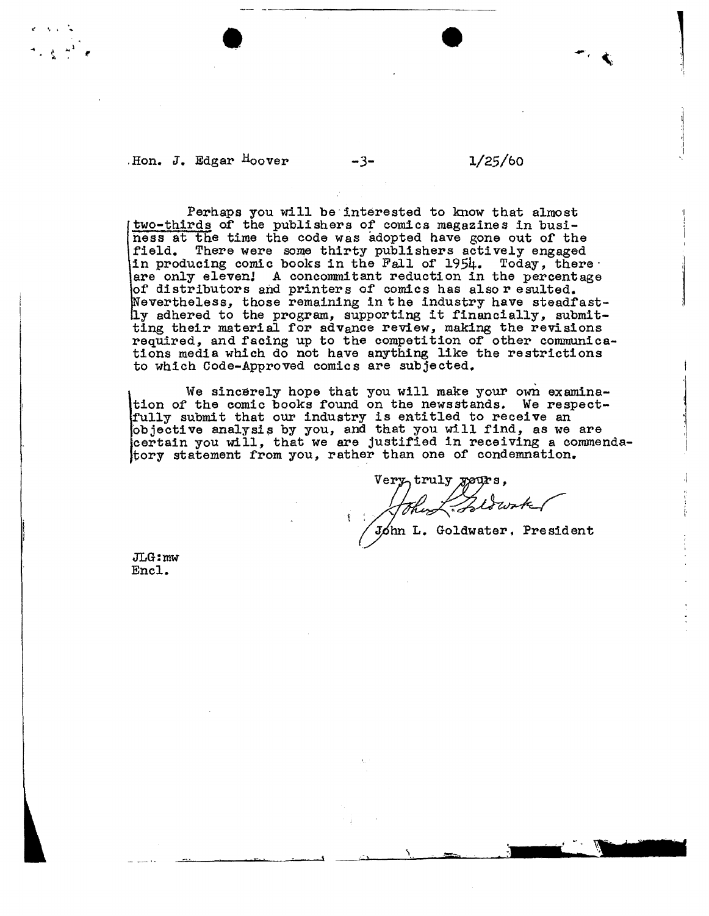Hon. J. Edgar Hoover -3- 1/25/60

Perhaps you will be interested to know that almost two-thirds of the publishers of comics magazines in business at the time the code was adopted have gone out of the field. There were some thirty publishers actively engaged in producing comic books in the Fall of 1954. Today, there are only eleven! A concommitant reduction in the percentage of distributors and printers of comics has also resulted. Nevertheless, those remaining in the industry have steadfastly adhered to the program, supporting it financially, submitting their material for advance review, making the revisions required, and facing up to the competition of other communications media which do not have anything like the restrictions to which Code-Approved comics are subjected.

We sincerely hope that you will make your own examination of the comic books found on the newsstands. We respectfully submit that our industry is entitled to receive an objective analysis by you, and that you will find, as we are certain you will, that we are justified in receiving a commendatory statement from you, rather than one of condemnation.

Very truly yours,

John L. Goldwater

John L. Goldwater, President

JLG:mw
Encl.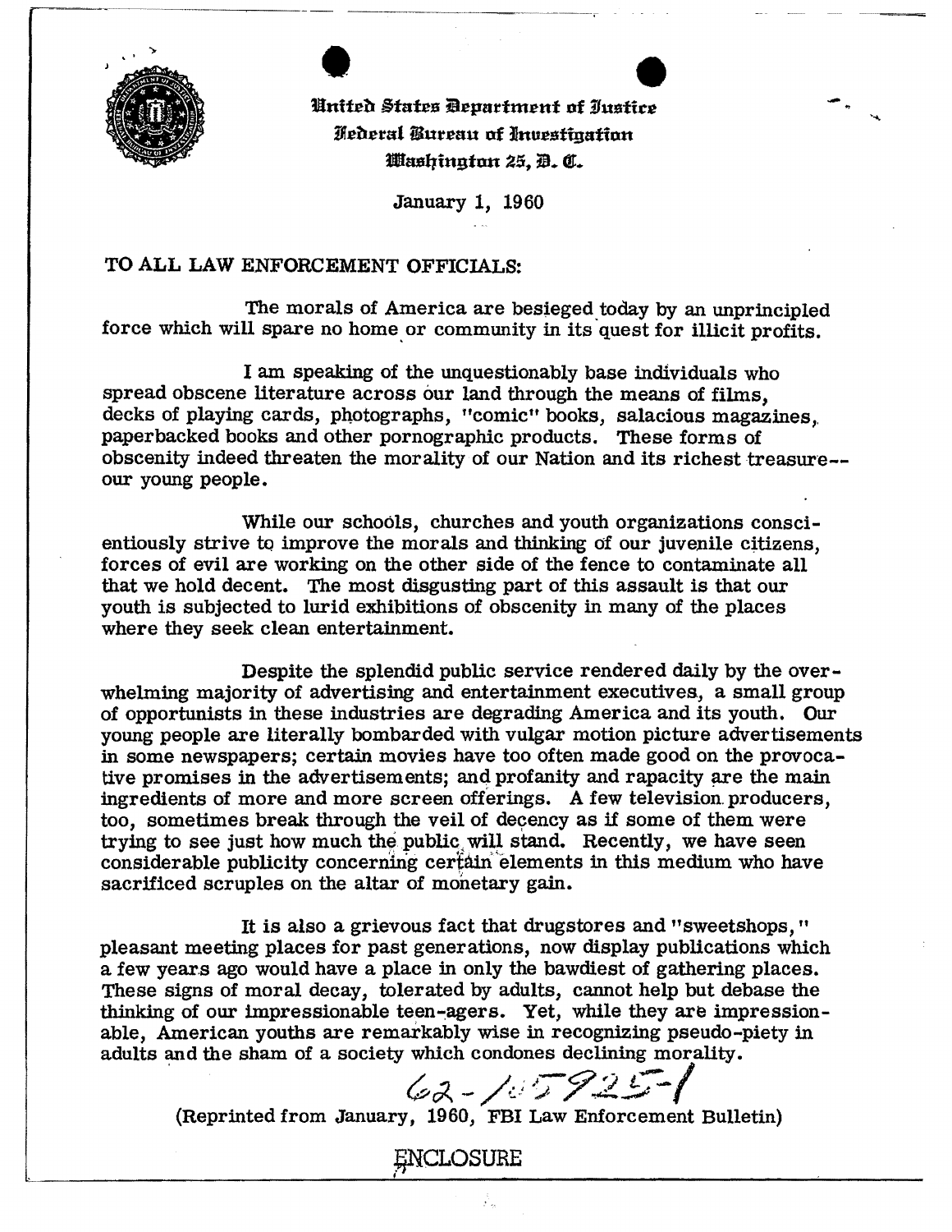United States Department of Justice
Federal Bureau of Investigation
Washington 25, D. C.

January 1, 1960

TO ALL LAW ENFORCEMENT OFFICIALS:

The morals of America are besieged today by an unprincipled force which will spare no home or community in its quest for illicit profits.

I am speaking of the unquestionably base individuals who spread obscene literature across our land through the means of films, decks of playing cards, photographs, "comic" books, salacious magazines, paperbacked books and other pornographic products. These forms of obscenity indeed threaten the morality of our Nation and its richest treasure--our young people.

While our schools, churches and youth organizations conscientiously strive to improve the morals and thinking of our juvenile citizens, forces of evil are working on the other side of the fence to contaminate all that we hold decent. The most disgusting part of this assault is that our youth is subjected to lurid exhibitions of obscenity in many of the places where they seek clean entertainment.

Despite the splendid public service rendered daily by the overwhelming majority of advertising and entertainment executives, a small group of opportunists in these industries are degrading America and its youth. Our young people are literally bombarded with vulgar motion picture advertisements in some newspapers; certain movies have too often made good on the provocative promises in the advertisements; and profanity and rapacity are the main ingredients of more and more screen offerings. A few television producers, too, sometimes break through the veil of decency as if some of them were trying to see just how much the public will stand. Recently, we have seen considerable publicity concerning certain elements in this medium who have sacrificed scruples on the altar of monetary gain.

It is also a grievous fact that drugstores and "sweetshops," pleasant meeting places for past generations, now display publications which a few years ago would have a place in only the bawdiest of gathering places. These signs of moral decay, tolerated by adults, cannot help but debase the thinking of our impressionable teen-agers. Yet, while they are impressionable, American youths are remarkably wise in recognizing pseudo-piety in adults and the sham of a society which condones declining morality.

62-105925-1

(Reprinted from January, 1960, FBI Law Enforcement Bulletin)

ENCLOSURE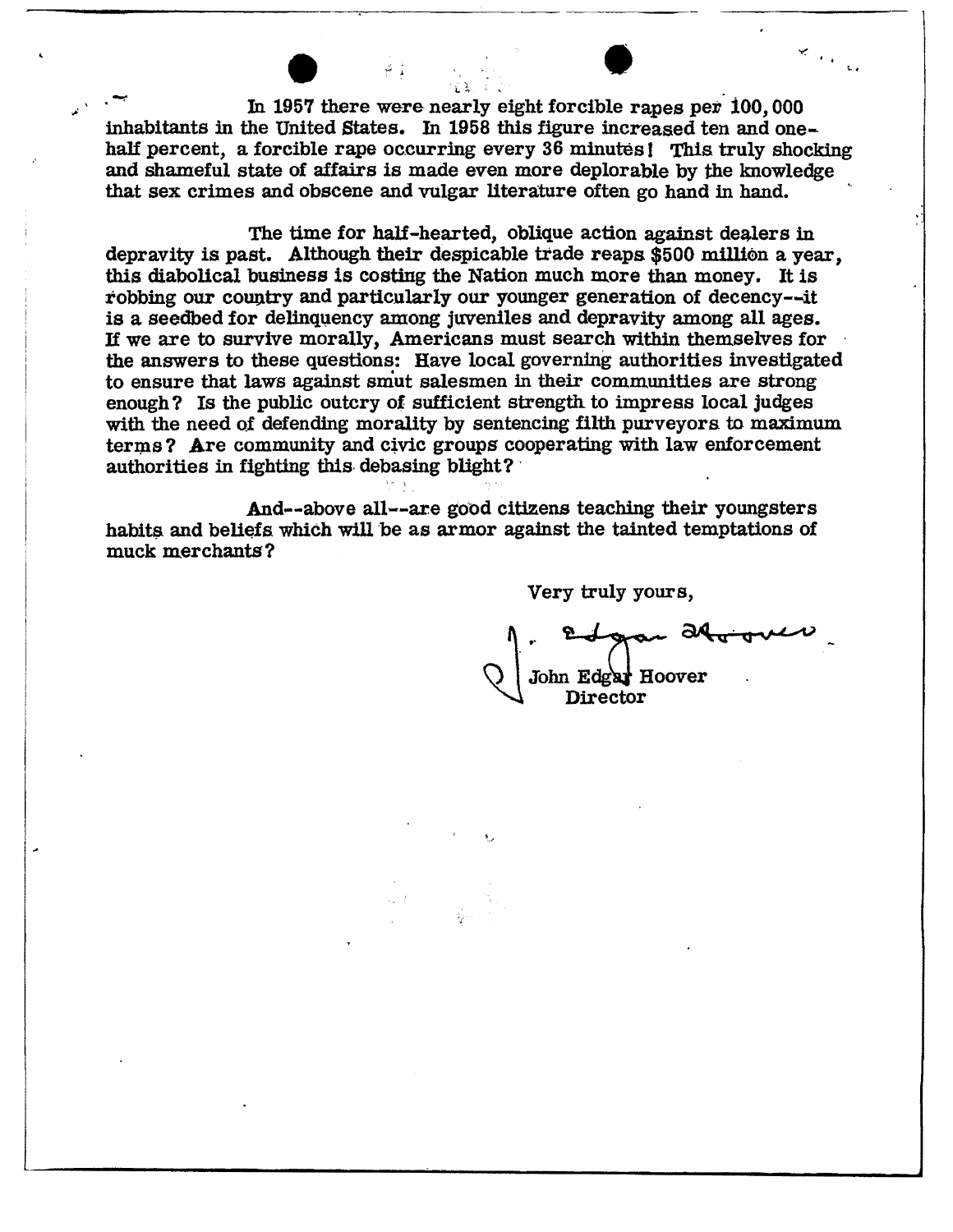In 1957 there were nearly eight forcible rapes per 100,000 inhabitants in the United States. In 1958 this figure increased ten and one-half percent, a forcible rape occurring every 36 minutes! This truly shocking and shameful state of affairs is made even more deplorable by the knowledge that sex crimes and obscene and vulgar literature often go hand in hand.

The time for half-hearted, oblique action against dealers in depravity is past. Although their despicable trade reaps $500 million a year, this diabolical business is costing the Nation much more than money. It is robbing our country and particularly our younger generation of decency--it is a seedbed for delinquency among juveniles and depravity among all ages. If we are to survive morally, Americans must search within themselves for the answers to these questions: Have local governing authorities investigated to ensure that laws against smut salesmen in their communities are strong enough? Is the public outcry of sufficient strength to impress local judges with the need of defending morality by sentencing filth purveyors to maximum terms? Are community and civic groups cooperating with law enforcement authorities in fighting this debasing blight?

And--above all--are good citizens teaching their youngsters habits and beliefs which will be as armor against the tainted temptations of muck merchants?

Very truly yours,

J. Edgar Hoover

John Edgar Hoover
Director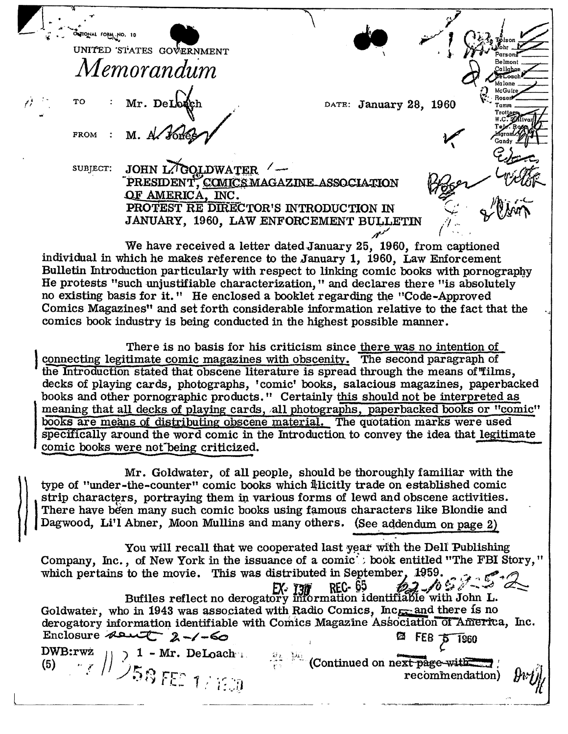OPTIONAL FORM NO. 10

UNITED STATES GOVERNMENT

# *Memorandum*

TO : Mr. DeLoach

FROM : M. A. Jones

DATE: January 28, 1960

SUBJECT: JOHN L. GOLDWATER
PRESIDENT, COMICS MAGAZINE ASSOCIATION
OF AMERICA, INC.
PROTEST RE DIRECTOR'S INTRODUCTION IN
JANUARY, 1960, LAW ENFORCEMENT BULLETIN

We have received a letter dated January 25, 1960, from captioned individual in which he makes reference to the January 1, 1960, Law Enforcement Bulletin Introduction particularly with respect to linking comic books with pornography He protests "such unjustifiable characterization," and declares there "is absolutely no existing basis for it." He enclosed a booklet regarding the "Code-Approved Comics Magazines" and set forth considerable information relative to the fact that the comics book industry is being conducted in the highest possible manner.

There is no basis for his criticism since there was no intention of connecting legitimate comic magazines with obscenity. The second paragraph of the Introduction stated that obscene literature is spread through the means of "films, decks of playing cards, photographs, 'comic' books, salacious magazines, paperbacked books and other pornographic products." Certainly this should not be interpreted as meaning that all decks of playing cards, all photographs, paperbacked books or "comic" books are means of distributing obscene material. The quotation marks were used specifically around the word comic in the Introduction to convey the idea that legitimate comic books were not being criticized.

Mr. Goldwater, of all people, should be thoroughly familiar with the type of "under-the-counter" comic books which illicitly trade on established comic strip characters, portraying them in various forms of lewd and obscene activities. There have been many such comic books using famous characters like Blondie and Dagwood, Li'l Abner, Moon Mullins and many others. (See addendum on page 2)

You will recall that we cooperated last year with the Dell Publishing Company, Inc., of New York in the issuance of a comic book entitled "The FBI Story," which pertains to the movie. This was distributed in September, 1959.

EX-130 REC-65 62-105252-2

Bufiles reflect no derogatory information identifiable with John L. Goldwater, who in 1943 was associated with Radio Comics, Inc., and there is no derogatory information identifiable with Comics Magazine Association of America, Inc.

Enclosure sent 2-1-60

FEB 5 1960

DWB:rwz
(5)

1 - Mr. DeLoach

58 FEB 1 1960

(Continued on next page with recommendation)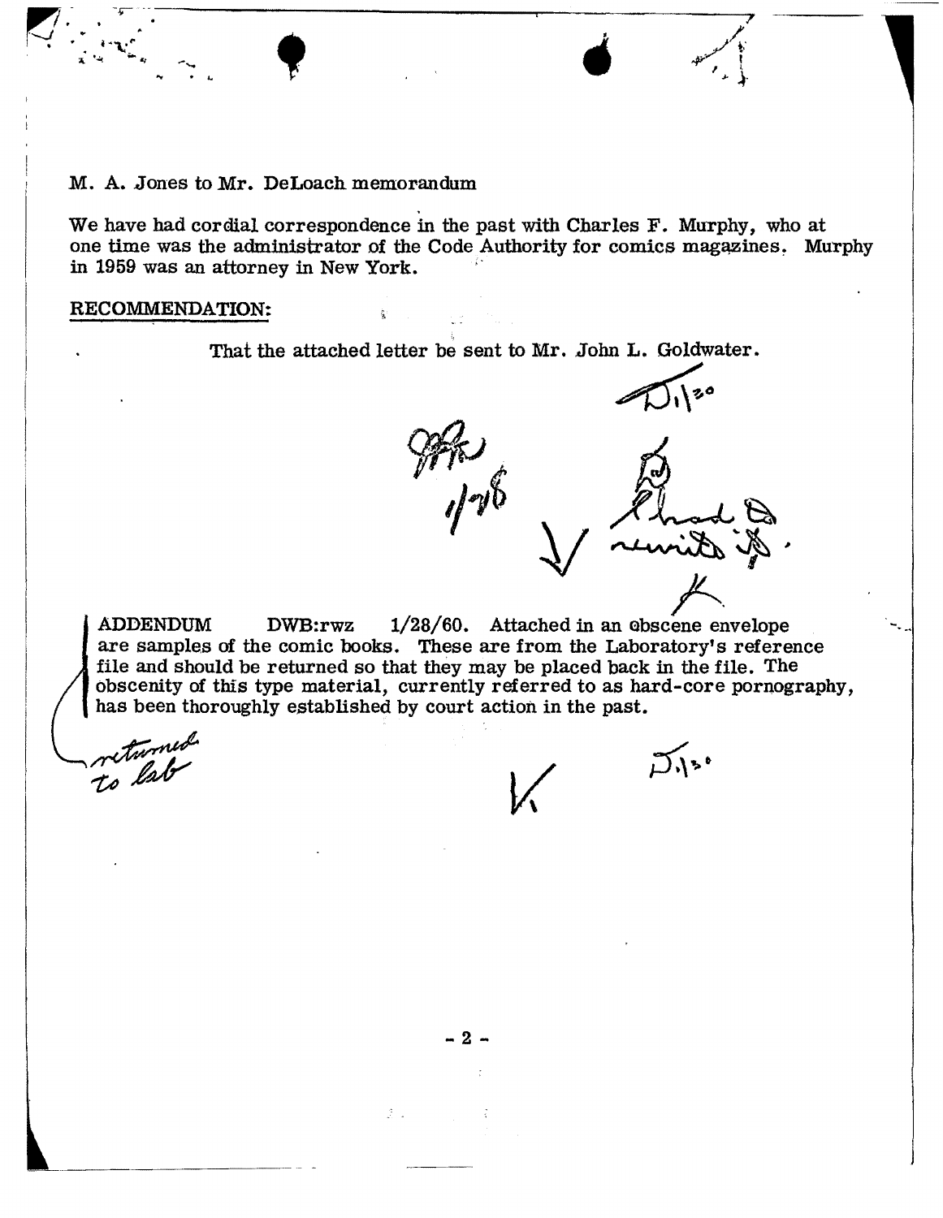M. A. Jones to Mr. DeLoach memorandum

We have had cordial correspondence in the past with Charles F. Murphy, who at one time was the administrator of the Code Authority for comics magazines. Murphy in 1959 was an attorney in New York.

RECOMMENDATION:

That the attached letter be sent to Mr. John L. Goldwater.

ADDENDUM DWB:rwz 1/28/60. Attached in an obscene envelope are samples of the comic books. These are from the Laboratory's reference file and should be returned so that they may be placed back in the file. The obscenity of this type material, currently referred to as hard-core pornography, has been thoroughly established by court action in the past.

returned to lab